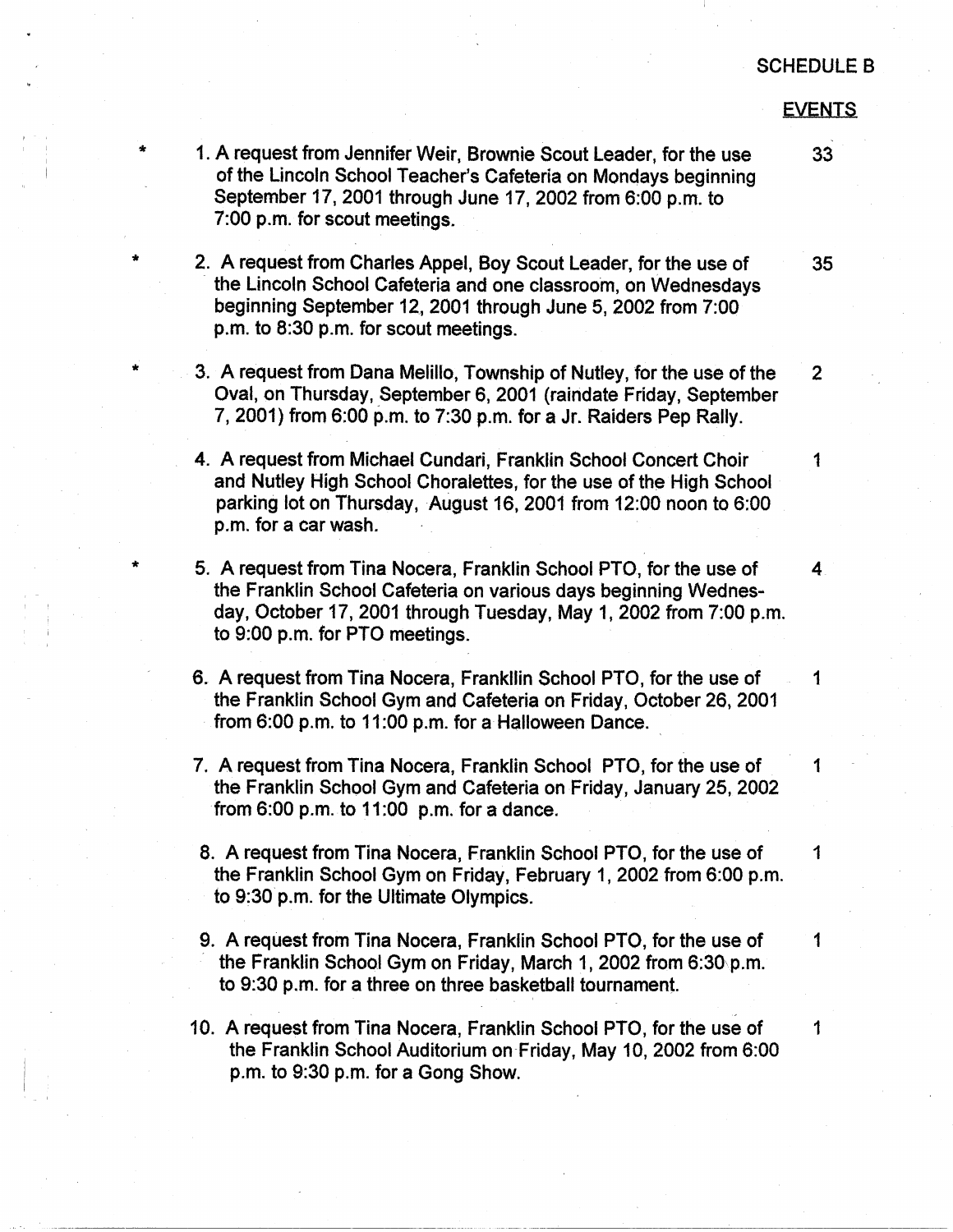SCHEDULE B

EVENTS

| | | EVENTS |
|---|---|---|
| * | 1. A request from Jennifer Weir, Brownie Scout Leader, for the use of the Lincoln School Teacher's Cafeteria on Mondays beginning September 17, 2001 through June 17, 2002 from 6:00 p.m. to 7:00 p.m. for scout meetings. | 33 |
| * | 2. A request from Charles Appel, Boy Scout Leader, for the use of the Lincoln School Cafeteria and one classroom, on Wednesdays beginning September 12, 2001 through June 5, 2002 from 7:00 p.m. to 8:30 p.m. for scout meetings. | 35 |
| * | 3. A request from Dana Melillo, Township of Nutley, for the use of the Oval, on Thursday, September 6, 2001 (raindate Friday, September 7, 2001) from 6:00 p.m. to 7:30 p.m. for a Jr. Raiders Pep Rally. | 2 |
| | 4. A request from Michael Cundari, Franklin School Concert Choir and Nutley High School Choralettes, for the use of the High School parking lot on Thursday, August 16, 2001 from 12:00 noon to 6:00 p.m. for a car wash. | 1 |
| * | 5. A request from Tina Nocera, Franklin School PTO, for the use of the Franklin School Cafeteria on various days beginning Wednesday, October 17, 2001 through Tuesday, May 1, 2002 from 7:00 p.m. to 9:00 p.m. for PTO meetings. | 4 |
| | 6. A request from Tina Nocera, Frankllin School PTO, for the use of the Franklin School Gym and Cafeteria on Friday, October 26, 2001 from 6:00 p.m. to 11:00 p.m. for a Halloween Dance. | 1 |
| | 7. A request from Tina Nocera, Franklin School PTO, for the use of the Franklin School Gym and Cafeteria on Friday, January 25, 2002 from 6:00 p.m. to 11:00 p.m. for a dance. | 1 |
| | 8. A request from Tina Nocera, Franklin School PTO, for the use of the Franklin School Gym on Friday, February 1, 2002 from 6:00 p.m. to 9:30 p.m. for the Ultimate Olympics. | 1 |
| | 9. A request from Tina Nocera, Franklin School PTO, for the use of the Franklin School Gym on Friday, March 1, 2002 from 6:30 p.m. to 9:30 p.m. for a three on three basketball tournament. | 1 |
| | 10. A request from Tina Nocera, Franklin School PTO, for the use of the Franklin School Auditorium on Friday, May 10, 2002 from 6:00 p.m. to 9:30 p.m. for a Gong Show. | 1 |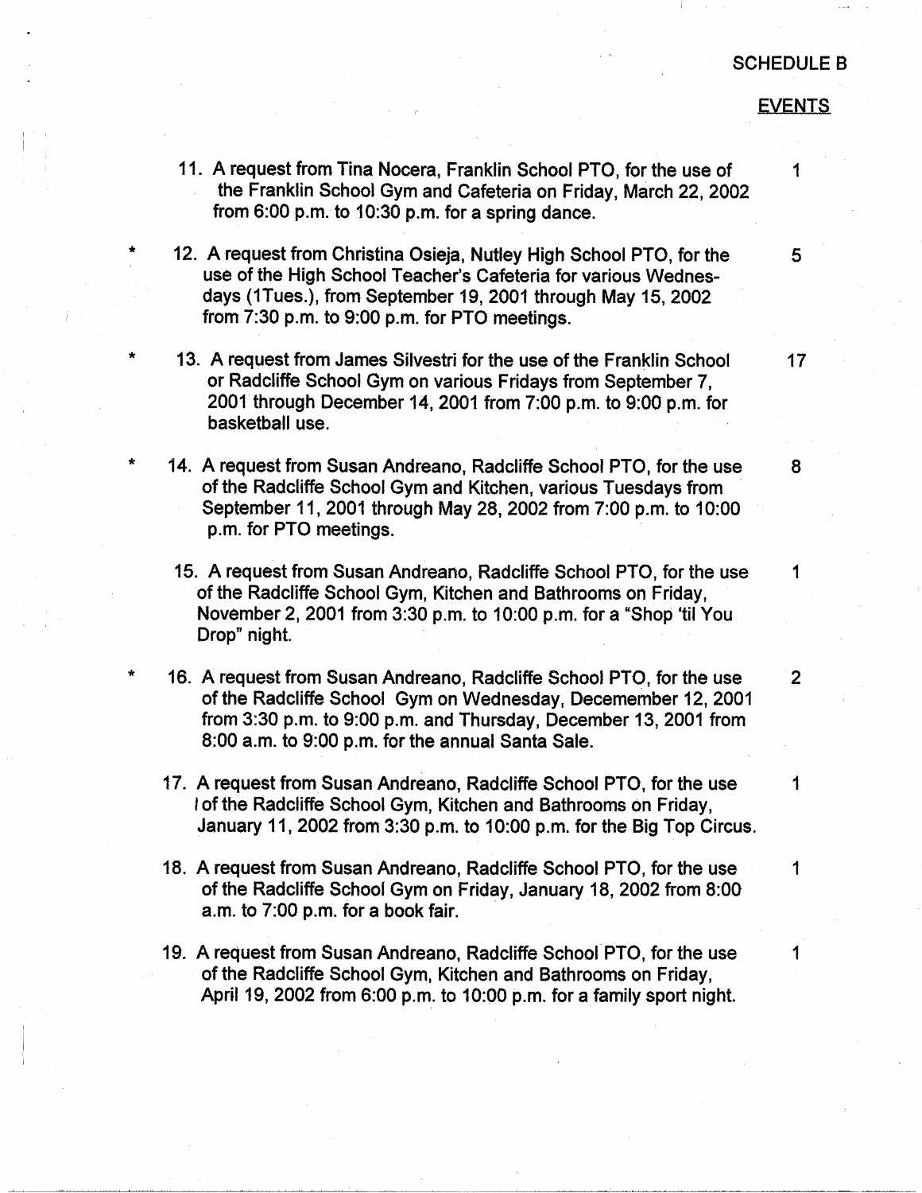SCHEDULE B

EVENTS

| | | |
|---|---|---|
| | 11. A request from Tina Nocera, Franklin School PTO, for the use of the Franklin School Gym and Cafeteria on Friday, March 22, 2002 from 6:00 p.m. to 10:30 p.m. for a spring dance. | 1 |
| * | 12. A request from Christina Osieja, Nutley High School PTO, for the use of the High School Teacher's Cafeteria for various Wednesdays (1Tues.), from September 19, 2001 through May 15, 2002 from 7:30 p.m. to 9:00 p.m. for PTO meetings. | 5 |
| * | 13. A request from James Silvestri for the use of the Franklin School or Radcliffe School Gym on various Fridays from September 7, 2001 through December 14, 2001 from 7:00 p.m. to 9:00 p.m. for basketball use. | 17 |
| * | 14. A request from Susan Andreano, Radcliffe School PTO, for the use of the Radcliffe School Gym and Kitchen, various Tuesdays from September 11, 2001 through May 28, 2002 from 7:00 p.m. to 10:00 p.m. for PTO meetings. | 8 |
| | 15. A request from Susan Andreano, Radcliffe School PTO, for the use of the Radcliffe School Gym, Kitchen and Bathrooms on Friday, November 2, 2001 from 3:30 p.m. to 10:00 p.m. for a "Shop 'til You Drop" night. | 1 |
| * | 16. A request from Susan Andreano, Radcliffe School PTO, for the use of the Radcliffe School Gym on Wednesday, Decemember 12, 2001 from 3:30 p.m. to 9:00 p.m. and Thursday, December 13, 2001 from 8:00 a.m. to 9:00 p.m. for the annual Santa Sale. | 2 |
| | 17. A request from Susan Andreano, Radcliffe School PTO, for the use of the Radcliffe School Gym, Kitchen and Bathrooms on Friday, January 11, 2002 from 3:30 p.m. to 10:00 p.m. for the Big Top Circus. | 1 |
| | 18. A request from Susan Andreano, Radcliffe School PTO, for the use of the Radcliffe School Gym on Friday, January 18, 2002 from 8:00 a.m. to 7:00 p.m. for a book fair. | 1 |
| | 19. A request from Susan Andreano, Radcliffe School PTO, for the use of the Radcliffe School Gym, Kitchen and Bathrooms on Friday, April 19, 2002 from 6:00 p.m. to 10:00 p.m. for a family sport night. | 1 |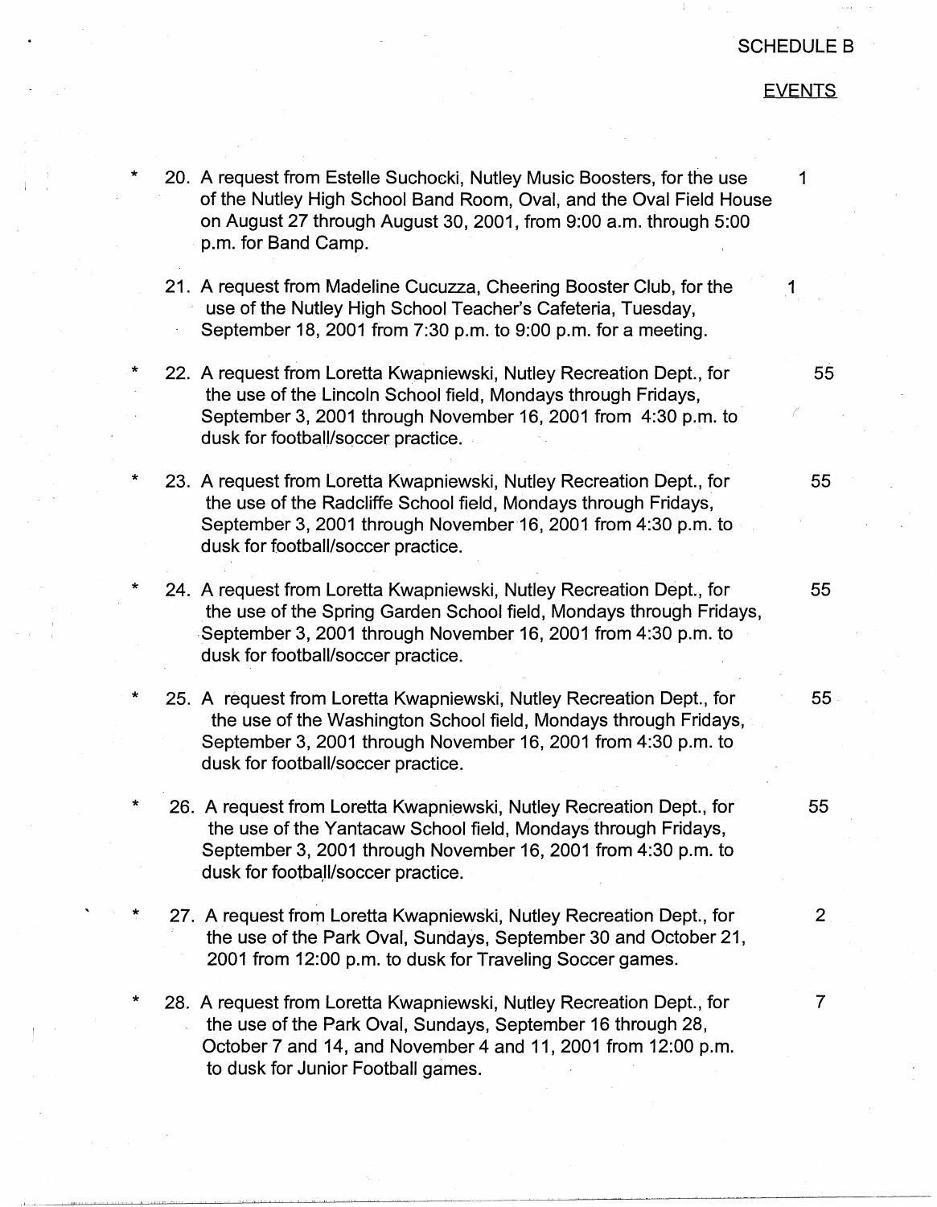SCHEDULE B

EVENTS

| | | | |
|---|---|---|---|
| * | 20. | A request from Estelle Suchocki, Nutley Music Boosters, for the use of the Nutley High School Band Room, Oval, and the Oval Field House on August 27 through August 30, 2001, from 9:00 a.m. through 5:00 p.m. for Band Camp. | 1 |
| | 21. | A request from Madeline Cucuzza, Cheering Booster Club, for the use of the Nutley High School Teacher's Cafeteria, Tuesday, September 18, 2001 from 7:30 p.m. to 9:00 p.m. for a meeting. | 1 |
| * | 22. | A request from Loretta Kwapniewski, Nutley Recreation Dept., for the use of the Lincoln School field, Mondays through Fridays, September 3, 2001 through November 16, 2001 from 4:30 p.m. to dusk for football/soccer practice. | 55 |
| * | 23. | A request from Loretta Kwapniewski, Nutley Recreation Dept., for the use of the Radcliffe School field, Mondays through Fridays, September 3, 2001 through November 16, 2001 from 4:30 p.m. to dusk for football/soccer practice. | 55 |
| * | 24. | A request from Loretta Kwapniewski, Nutley Recreation Dept., for the use of the Spring Garden School field, Mondays through Fridays, September 3, 2001 through November 16, 2001 from 4:30 p.m. to dusk for football/soccer practice. | 55 |
| * | 25. | A request from Loretta Kwapniewski, Nutley Recreation Dept., for the use of the Washington School field, Mondays through Fridays, September 3, 2001 through November 16, 2001 from 4:30 p.m. to dusk for football/soccer practice. | 55 |
| * | 26. | A request from Loretta Kwapniewski, Nutley Recreation Dept., for the use of the Yantacaw School field, Mondays through Fridays, September 3, 2001 through November 16, 2001 from 4:30 p.m. to dusk for football/soccer practice. | 55 |
| * | 27. | A request from Loretta Kwapniewski, Nutley Recreation Dept., for the use of the Park Oval, Sundays, September 30 and October 21, 2001 from 12:00 p.m. to dusk for Traveling Soccer games. | 2 |
| * | 28. | A request from Loretta Kwapniewski, Nutley Recreation Dept., for the use of the Park Oval, Sundays, September 16 through 28, October 7 and 14, and November 4 and 11, 2001 from 12:00 p.m. to dusk for Junior Football games. | 7 |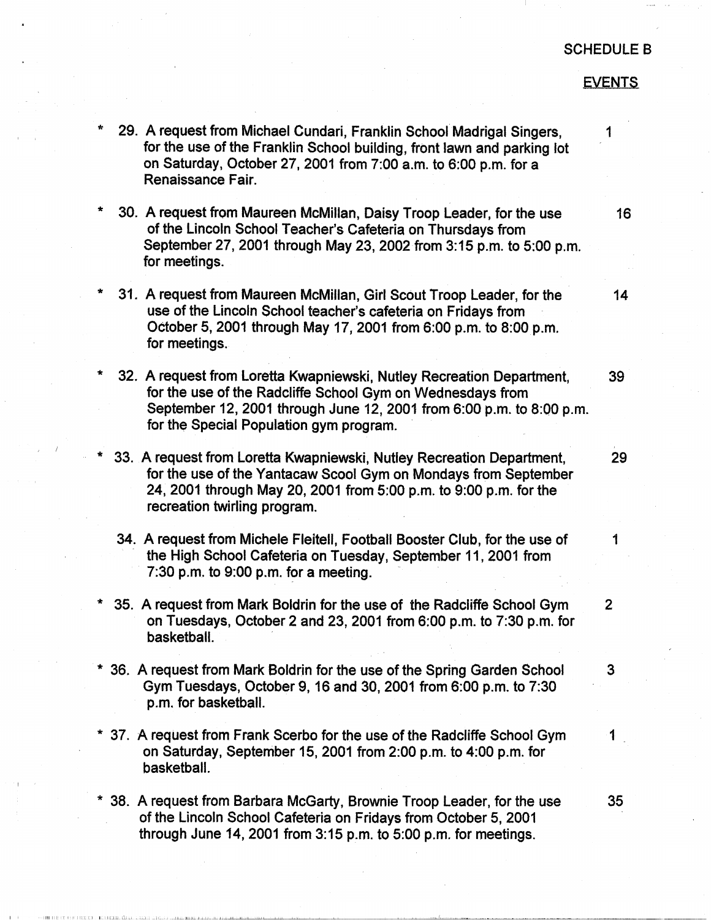SCHEDULE B

EVENTS

| | | EVENTS |
|---|---|---|
| * | 29. A request from Michael Cundari, Franklin School Madrigal Singers, for the use of the Franklin School building, front lawn and parking lot on Saturday, October 27, 2001 from 7:00 a.m. to 6:00 p.m. for a Renaissance Fair. | 1 |
| * | 30. A request from Maureen McMillan, Daisy Troop Leader, for the use of the Lincoln School Teacher's Cafeteria on Thursdays from September 27, 2001 through May 23, 2002 from 3:15 p.m. to 5:00 p.m. for meetings. | 16 |
| * | 31. A request from Maureen McMillan, Girl Scout Troop Leader, for the use of the Lincoln School teacher's cafeteria on Fridays from October 5, 2001 through May 17, 2001 from 6:00 p.m. to 8:00 p.m. for meetings. | 14 |
| * | 32. A request from Loretta Kwapniewski, Nutley Recreation Department, for the use of the Radcliffe School Gym on Wednesdays from September 12, 2001 through June 12, 2001 from 6:00 p.m. to 8:00 p.m. for the Special Population gym program. | 39 |
| * | 33. A request from Loretta Kwapniewski, Nutley Recreation Department, for the use of the Yantacaw Scool Gym on Mondays from September 24, 2001 through May 20, 2001 from 5:00 p.m. to 9:00 p.m. for the recreation twirling program. | 29 |
| | 34. A request from Michele Fleitell, Football Booster Club, for the use of the High School Cafeteria on Tuesday, September 11, 2001 from 7:30 p.m. to 9:00 p.m. for a meeting. | 1 |
| * | 35. A request from Mark Boldrin for the use of the Radcliffe School Gym on Tuesdays, October 2 and 23, 2001 from 6:00 p.m. to 7:30 p.m. for basketball. | 2 |
| * | 36. A request from Mark Boldrin for the use of the Spring Garden School Gym Tuesdays, October 9, 16 and 30, 2001 from 6:00 p.m. to 7:30 p.m. for basketball. | 3 |
| * | 37. A request from Frank Scerbo for the use of the Radcliffe School Gym on Saturday, September 15, 2001 from 2:00 p.m. to 4:00 p.m. for basketball. | 1 |
| * | 38. A request from Barbara McGarty, Brownie Troop Leader, for the use of the Lincoln School Cafeteria on Fridays from October 5, 2001 through June 14, 2001 from 3:15 p.m. to 5:00 p.m. for meetings. | 35 |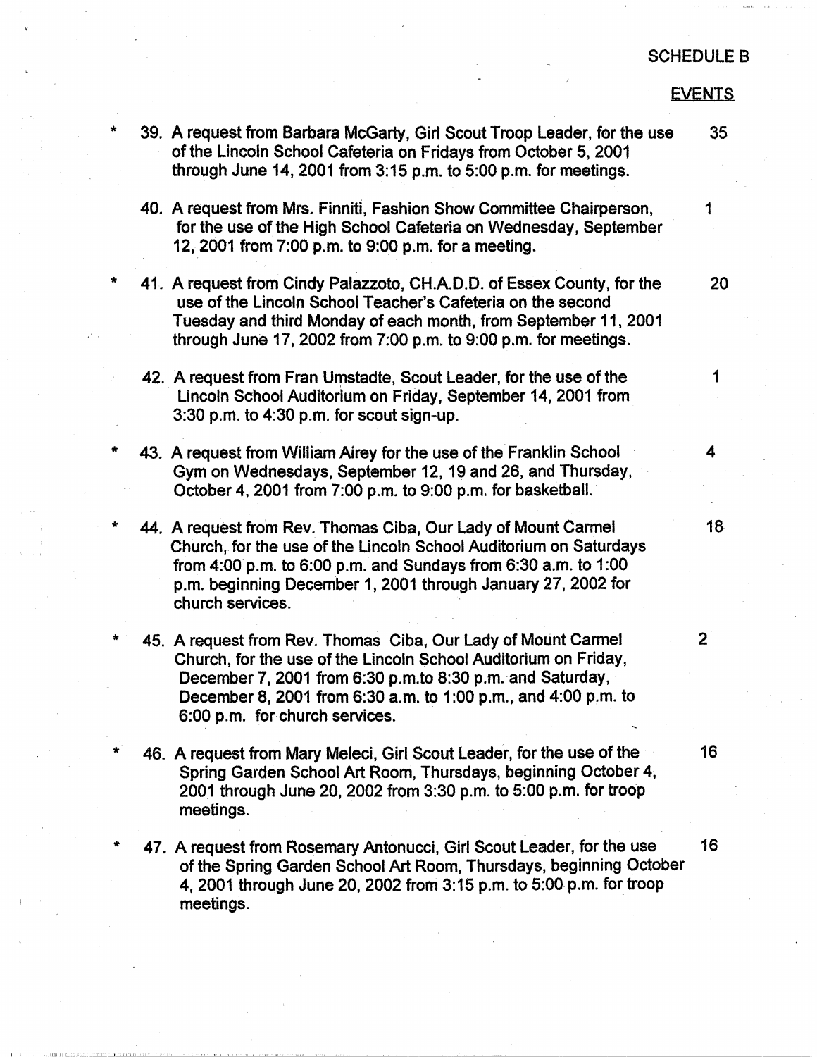SCHEDULE B

EVENTS

| | | |
|---|---|---|
| * | 39. A request from Barbara McGarty, Girl Scout Troop Leader, for the use of the Lincoln School Cafeteria on Fridays from October 5, 2001 through June 14, 2001 from 3:15 p.m. to 5:00 p.m. for meetings. | 35 |
| | 40. A request from Mrs. Finniti, Fashion Show Committee Chairperson, for the use of the High School Cafeteria on Wednesday, September 12, 2001 from 7:00 p.m. to 9:00 p.m. for a meeting. | 1 |
| * | 41. A request from Cindy Palazzoto, CH.A.D.D. of Essex County, for the use of the Lincoln School Teacher's Cafeteria on the second Tuesday and third Monday of each month, from September 11, 2001 through June 17, 2002 from 7:00 p.m. to 9:00 p.m. for meetings. | 20 |
| | 42. A request from Fran Umstadte, Scout Leader, for the use of the Lincoln School Auditorium on Friday, September 14, 2001 from 3:30 p.m. to 4:30 p.m. for scout sign-up. | 1 |
| * | 43. A request from William Airey for the use of the Franklin School Gym on Wednesdays, September 12, 19 and 26, and Thursday, October 4, 2001 from 7:00 p.m. to 9:00 p.m. for basketball. | 4 |
| * | 44. A request from Rev. Thomas Ciba, Our Lady of Mount Carmel Church, for the use of the Lincoln School Auditorium on Saturdays from 4:00 p.m. to 6:00 p.m. and Sundays from 6:30 a.m. to 1:00 p.m. beginning December 1, 2001 through January 27, 2002 for church services. | 18 |
| * | 45. A request from Rev. Thomas Ciba, Our Lady of Mount Carmel Church, for the use of the Lincoln School Auditorium on Friday, December 7, 2001 from 6:30 p.m.to 8:30 p.m. and Saturday, December 8, 2001 from 6:30 a.m. to 1:00 p.m., and 4:00 p.m. to 6:00 p.m. for church services. | 2 |
| * | 46. A request from Mary Meleci, Girl Scout Leader, for the use of the Spring Garden School Art Room, Thursdays, beginning October 4, 2001 through June 20, 2002 from 3:30 p.m. to 5:00 p.m. for troop meetings. | 16 |
| * | 47. A request from Rosemary Antonucci, Girl Scout Leader, for the use of the Spring Garden School Art Room, Thursdays, beginning October 4, 2001 through June 20, 2002 from 3:15 p.m. to 5:00 p.m. for troop meetings. | 16 |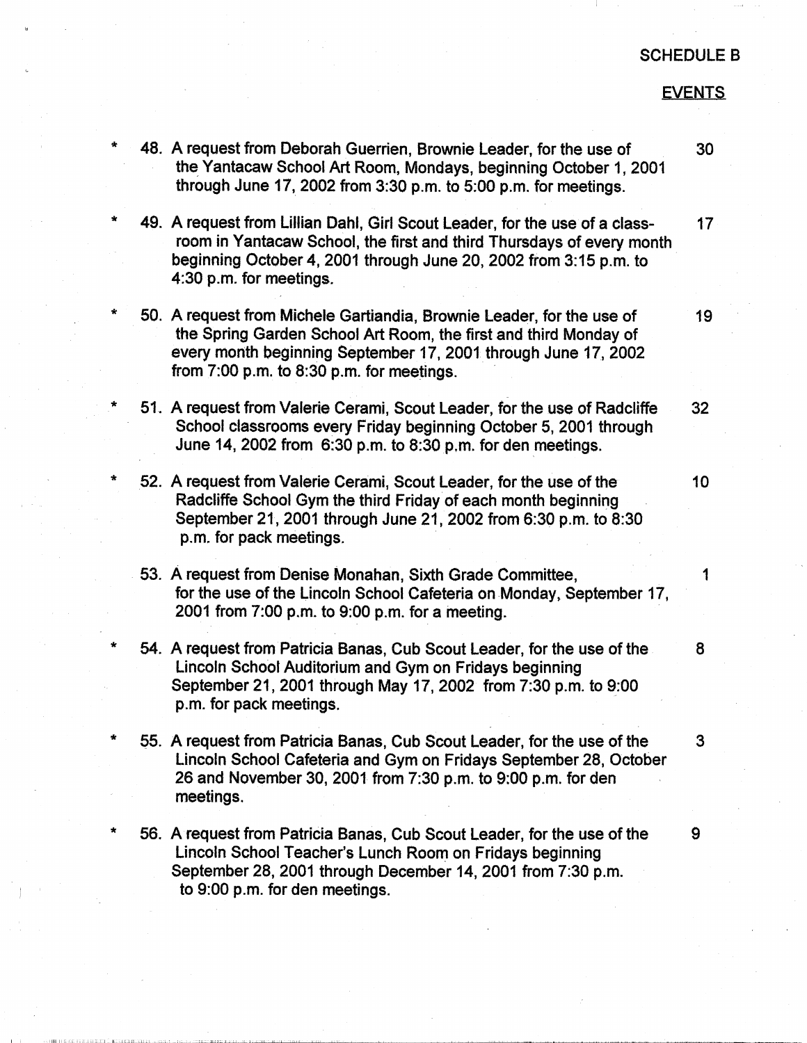SCHEDULE B

EVENTS

| | | |
|---|---|---|
| * | 48. A request from Deborah Guerrien, Brownie Leader, for the use of the Yantacaw School Art Room, Mondays, beginning October 1, 2001 through June 17, 2002 from 3:30 p.m. to 5:00 p.m. for meetings. | 30 |
| * | 49. A request from Lillian Dahl, Girl Scout Leader, for the use of a classroom in Yantacaw School, the first and third Thursdays of every month beginning October 4, 2001 through June 20, 2002 from 3:15 p.m. to 4:30 p.m. for meetings. | 17 |
| * | 50. A request from Michele Gartiandia, Brownie Leader, for the use of the Spring Garden School Art Room, the first and third Monday of every month beginning September 17, 2001 through June 17, 2002 from 7:00 p.m. to 8:30 p.m. for meetings. | 19 |
| * | 51. A request from Valerie Cerami, Scout Leader, for the use of Radcliffe School classrooms every Friday beginning October 5, 2001 through June 14, 2002 from 6:30 p.m. to 8:30 p.m. for den meetings. | 32 |
| * | 52. A request from Valerie Cerami, Scout Leader, for the use of the Radcliffe School Gym the third Friday of each month beginning September 21, 2001 through June 21, 2002 from 6:30 p.m. to 8:30 p.m. for pack meetings. | 10 |
| | 53. A request from Denise Monahan, Sixth Grade Committee, for the use of the Lincoln School Cafeteria on Monday, September 17, 2001 from 7:00 p.m. to 9:00 p.m. for a meeting. | 1 |
| * | 54. A request from Patricia Banas, Cub Scout Leader, for the use of the Lincoln School Auditorium and Gym on Fridays beginning September 21, 2001 through May 17, 2002 from 7:30 p.m. to 9:00 p.m. for pack meetings. | 8 |
| * | 55. A request from Patricia Banas, Cub Scout Leader, for the use of the Lincoln School Cafeteria and Gym on Fridays September 28, October 26 and November 30, 2001 from 7:30 p.m. to 9:00 p.m. for den meetings. | 3 |
| * | 56. A request from Patricia Banas, Cub Scout Leader, for the use of the Lincoln School Teacher's Lunch Room on Fridays beginning September 28, 2001 through December 14, 2001 from 7:30 p.m. to 9:00 p.m. for den meetings. | 9 |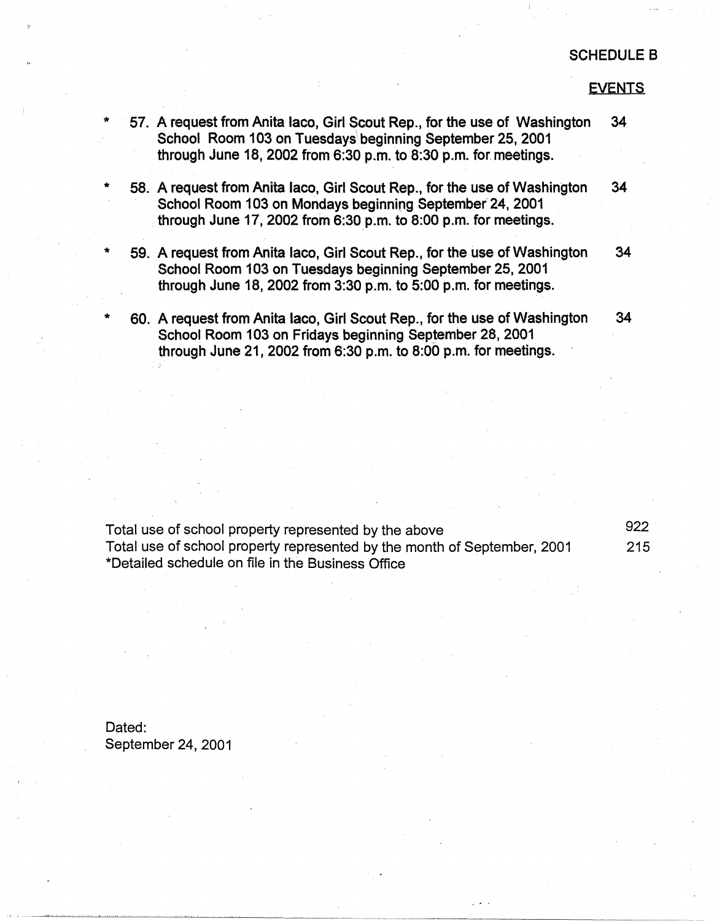SCHEDULE B

EVENTS

| | | |
|---|---|---|
| * | 57. A request from Anita Iaco, Girl Scout Rep., for the use of Washington School Room 103 on Tuesdays beginning September 25, 2001 through June 18, 2002 from 6:30 p.m. to 8:30 p.m. for meetings. | 34 |
| * | 58. A request from Anita Iaco, Girl Scout Rep., for the use of Washington School Room 103 on Mondays beginning September 24, 2001 through June 17, 2002 from 6:30 p.m. to 8:00 p.m. for meetings. | 34 |
| * | 59. A request from Anita Iaco, Girl Scout Rep., for the use of Washington School Room 103 on Tuesdays beginning September 25, 2001 through June 18, 2002 from 3:30 p.m. to 5:00 p.m. for meetings. | 34 |
| * | 60. A request from Anita Iaco, Girl Scout Rep., for the use of Washington School Room 103 on Fridays beginning September 28, 2001 through June 21, 2002 from 6:30 p.m. to 8:00 p.m. for meetings. | 34 |

| | |
|---|---|
| Total use of school property represented by the above | 922 |
| Total use of school property represented by the month of September, 2001 | 215 |

*Detailed schedule on file in the Business Office

Dated:
September 24, 2001